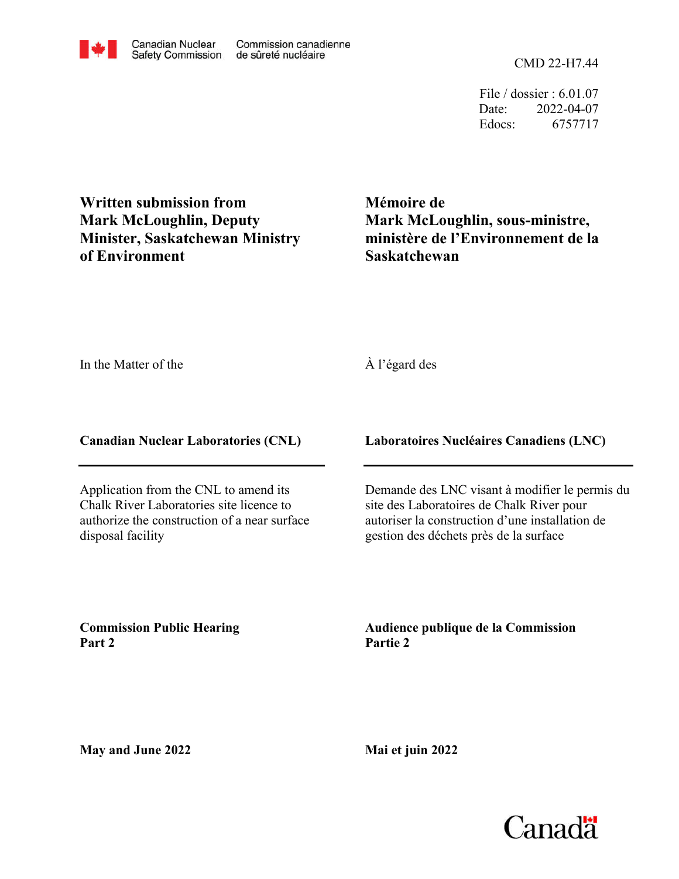Canadian Nuclear Safety Commission — Commission canadienne de sûreté nucléaire

CMD 22-H7.44

File / dossier : 6.01.07
Date: 2022-04-07
Edocs: 6757717

**Written submission from Mark McLoughlin, Deputy Minister, Saskatchewan Ministry of Environment**

**Mémoire de Mark McLoughlin, sous-ministre, ministère de l'Environnement de la Saskatchewan**

In the Matter of the

À l'égard des

**Canadian Nuclear Laboratories (CNL)**

**Laboratoires Nucléaires Canadiens (LNC)**

Application from the CNL to amend its Chalk River Laboratories site licence to authorize the construction of a near surface disposal facility

Demande des LNC visant à modifier le permis du site des Laboratoires de Chalk River pour autoriser la construction d'une installation de gestion des déchets près de la surface

**Commission Public Hearing Part 2**

**Audience publique de la Commission Partie 2**

**May and June 2022**

**Mai et juin 2022**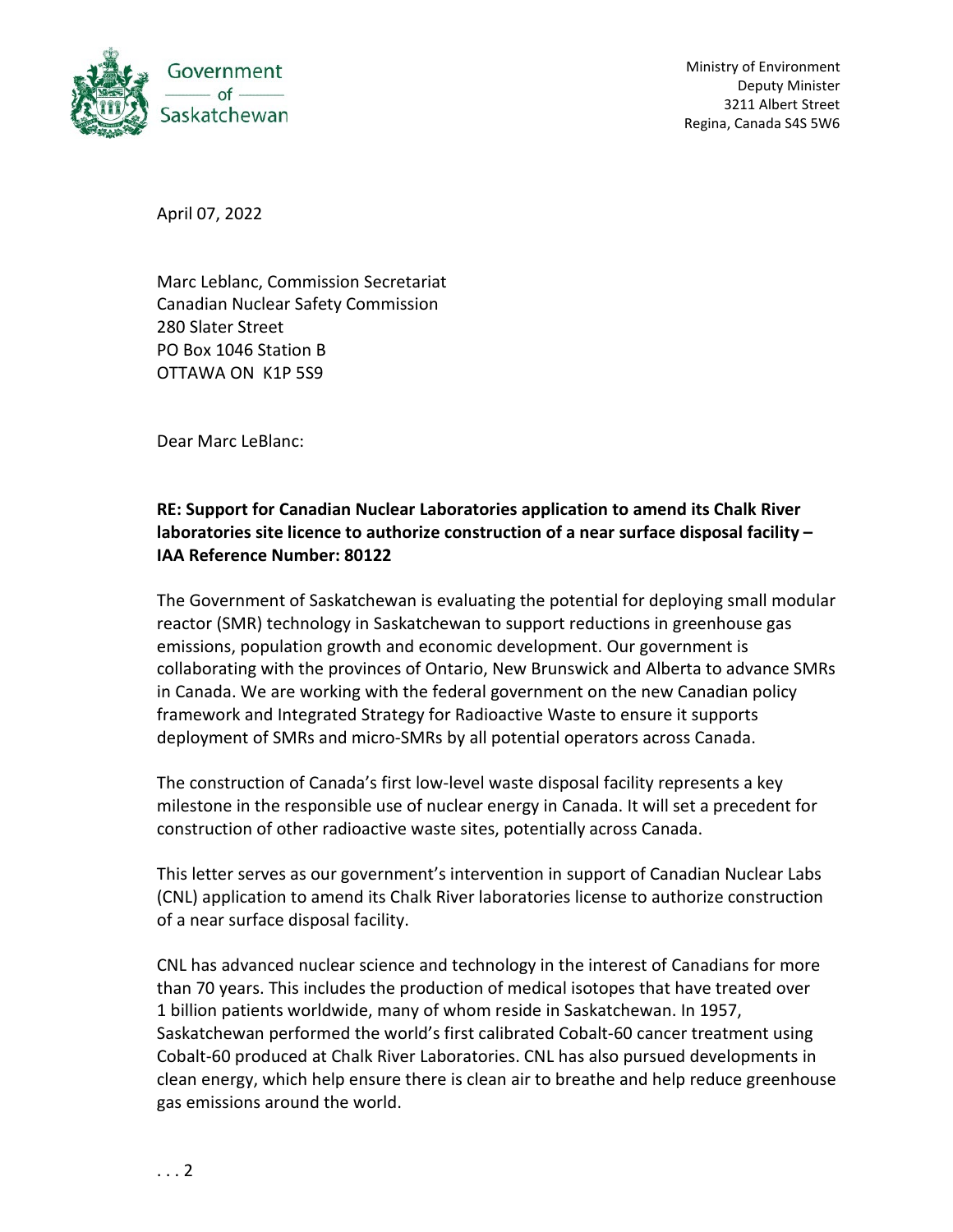Government of Saskatchewan

Ministry of Environment
Deputy Minister
3211 Albert Street
Regina, Canada S4S 5W6

April 07, 2022

Marc Leblanc, Commission Secretariat
Canadian Nuclear Safety Commission
280 Slater Street
PO Box 1046 Station B
OTTAWA ON K1P 5S9

Dear Marc LeBlanc:

**RE: Support for Canadian Nuclear Laboratories application to amend its Chalk River laboratories site licence to authorize construction of a near surface disposal facility – IAA Reference Number: 80122**

The Government of Saskatchewan is evaluating the potential for deploying small modular reactor (SMR) technology in Saskatchewan to support reductions in greenhouse gas emissions, population growth and economic development. Our government is collaborating with the provinces of Ontario, New Brunswick and Alberta to advance SMRs in Canada. We are working with the federal government on the new Canadian policy framework and Integrated Strategy for Radioactive Waste to ensure it supports deployment of SMRs and micro-SMRs by all potential operators across Canada.

The construction of Canada's first low-level waste disposal facility represents a key milestone in the responsible use of nuclear energy in Canada. It will set a precedent for construction of other radioactive waste sites, potentially across Canada.

This letter serves as our government's intervention in support of Canadian Nuclear Labs (CNL) application to amend its Chalk River laboratories license to authorize construction of a near surface disposal facility.

CNL has advanced nuclear science and technology in the interest of Canadians for more than 70 years. This includes the production of medical isotopes that have treated over 1 billion patients worldwide, many of whom reside in Saskatchewan. In 1957, Saskatchewan performed the world's first calibrated Cobalt-60 cancer treatment using Cobalt-60 produced at Chalk River Laboratories. CNL has also pursued developments in clean energy, which help ensure there is clean air to breathe and help reduce greenhouse gas emissions around the world.

. . . 2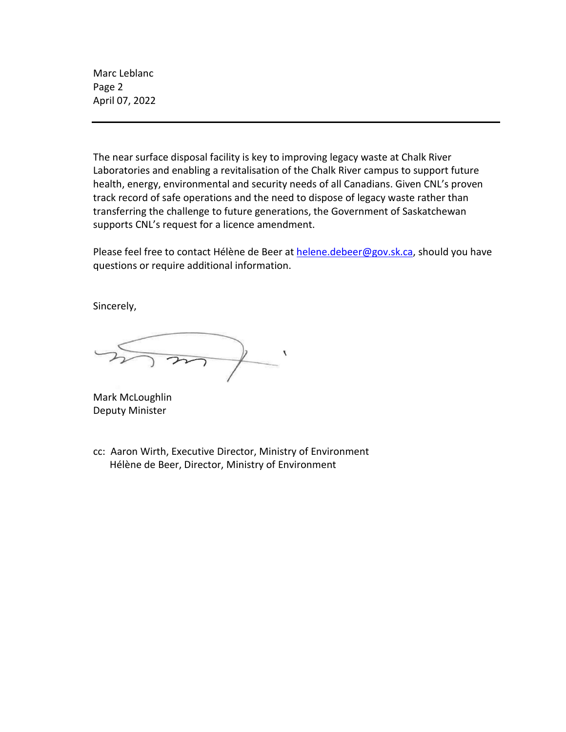The near surface disposal facility is key to improving legacy waste at Chalk River Laboratories and enabling a revitalisation of the Chalk River campus to support future health, energy, environmental and security needs of all Canadians. Given CNL's proven track record of safe operations and the need to dispose of legacy waste rather than transferring the challenge to future generations, the Government of Saskatchewan supports CNL's request for a licence amendment.

Please feel free to contact Hélène de Beer at helene.debeer@gov.sk.ca, should you have questions or require additional information.

Sincerely,

Mark McLoughlin
Deputy Minister

cc: Aaron Wirth, Executive Director, Ministry of Environment
Hélène de Beer, Director, Ministry of Environment